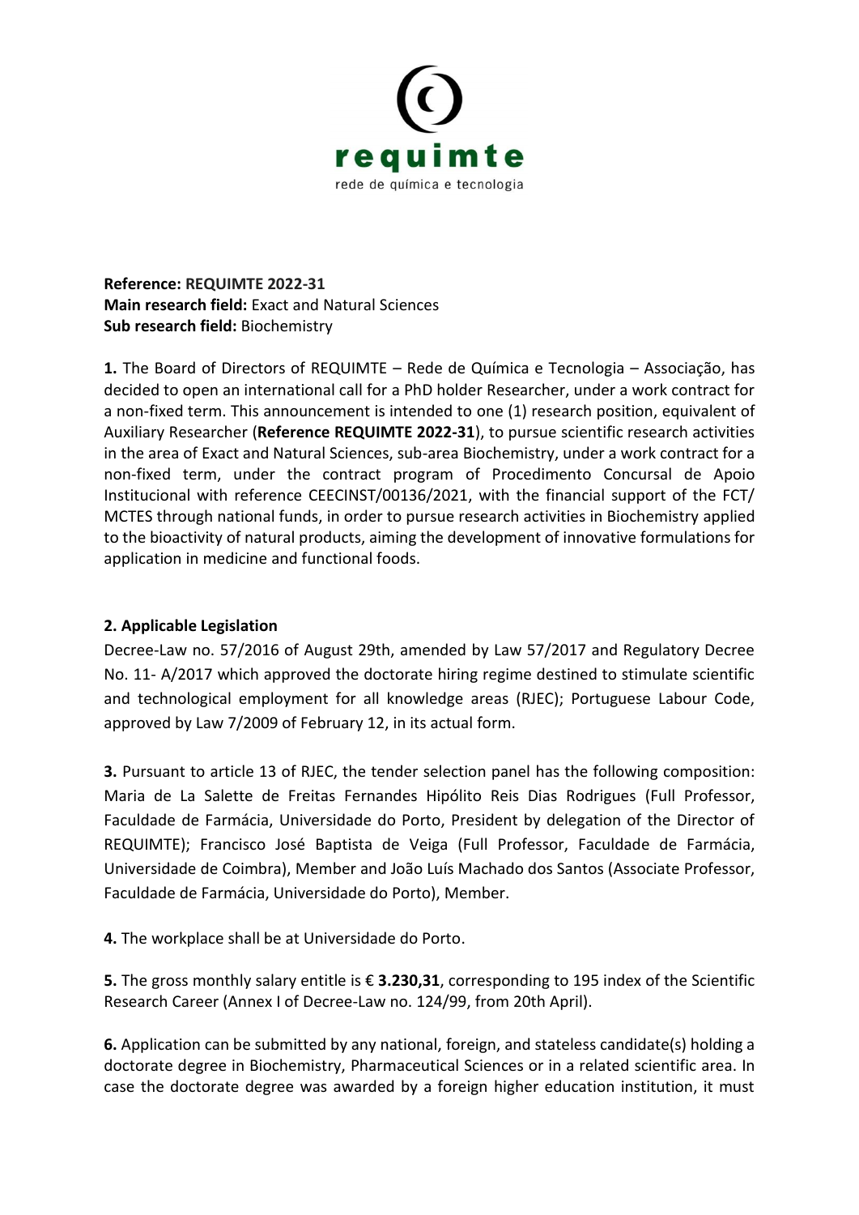**Reference: REQUIMTE 2022-31**
**Main research field:** Exact and Natural Sciences
**Sub research field:** Biochemistry

**1.** The Board of Directors of REQUIMTE – Rede de Química e Tecnologia – Associação, has decided to open an international call for a PhD holder Researcher, under a work contract for a non-fixed term. This announcement is intended to one (1) research position, equivalent of Auxiliary Researcher (**Reference REQUIMTE 2022-31**), to pursue scientific research activities in the area of Exact and Natural Sciences, sub-area Biochemistry, under a work contract for a non-fixed term, under the contract program of Procedimento Concursal de Apoio Institucional with reference CEECINST/00136/2021, with the financial support of the FCT/ MCTES through national funds, in order to pursue research activities in Biochemistry applied to the bioactivity of natural products, aiming the development of innovative formulations for application in medicine and functional foods.

**2. Applicable Legislation**

Decree-Law no. 57/2016 of August 29th, amended by Law 57/2017 and Regulatory Decree No. 11- A/2017 which approved the doctorate hiring regime destined to stimulate scientific and technological employment for all knowledge areas (RJEC); Portuguese Labour Code, approved by Law 7/2009 of February 12, in its actual form.

**3.** Pursuant to article 13 of RJEC, the tender selection panel has the following composition: Maria de La Salette de Freitas Fernandes Hipólito Reis Dias Rodrigues (Full Professor, Faculdade de Farmácia, Universidade do Porto, President by delegation of the Director of REQUIMTE); Francisco José Baptista de Veiga (Full Professor, Faculdade de Farmácia, Universidade de Coimbra), Member and João Luís Machado dos Santos (Associate Professor, Faculdade de Farmácia, Universidade do Porto), Member.

**4.** The workplace shall be at Universidade do Porto.

**5.** The gross monthly salary entitle is € **3.230,31**, corresponding to 195 index of the Scientific Research Career (Annex I of Decree-Law no. 124/99, from 20th April).

**6.** Application can be submitted by any national, foreign, and stateless candidate(s) holding a doctorate degree in Biochemistry, Pharmaceutical Sciences or in a related scientific area. In case the doctorate degree was awarded by a foreign higher education institution, it must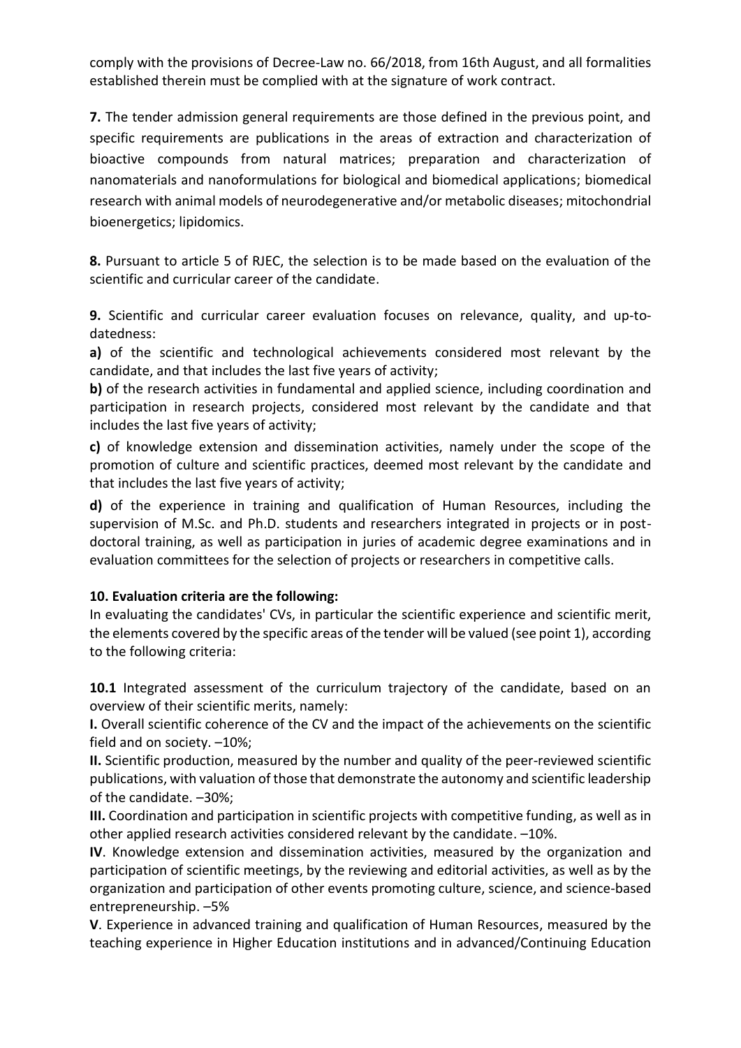comply with the provisions of Decree-Law no. 66/2018, from 16th August, and all formalities established therein must be complied with at the signature of work contract.

**7.** The tender admission general requirements are those defined in the previous point, and specific requirements are publications in the areas of extraction and characterization of bioactive compounds from natural matrices; preparation and characterization of nanomaterials and nanoformulations for biological and biomedical applications; biomedical research with animal models of neurodegenerative and/or metabolic diseases; mitochondrial bioenergetics; lipidomics.

**8.** Pursuant to article 5 of RJEC, the selection is to be made based on the evaluation of the scientific and curricular career of the candidate.

**9.** Scientific and curricular career evaluation focuses on relevance, quality, and up-to-datedness:

**a)** of the scientific and technological achievements considered most relevant by the candidate, and that includes the last five years of activity;

**b)** of the research activities in fundamental and applied science, including coordination and participation in research projects, considered most relevant by the candidate and that includes the last five years of activity;

**c)** of knowledge extension and dissemination activities, namely under the scope of the promotion of culture and scientific practices, deemed most relevant by the candidate and that includes the last five years of activity;

**d)** of the experience in training and qualification of Human Resources, including the supervision of M.Sc. and Ph.D. students and researchers integrated in projects or in post-doctoral training, as well as participation in juries of academic degree examinations and in evaluation committees for the selection of projects or researchers in competitive calls.

**10. Evaluation criteria are the following:**

In evaluating the candidates' CVs, in particular the scientific experience and scientific merit, the elements covered by the specific areas of the tender will be valued (see point 1), according to the following criteria:

**10.1** Integrated assessment of the curriculum trajectory of the candidate, based on an overview of their scientific merits, namely:

**I.** Overall scientific coherence of the CV and the impact of the achievements on the scientific field and on society. –10%;

**II.** Scientific production, measured by the number and quality of the peer-reviewed scientific publications, with valuation of those that demonstrate the autonomy and scientific leadership of the candidate. –30%;

**III.** Coordination and participation in scientific projects with competitive funding, as well as in other applied research activities considered relevant by the candidate. –10%.

**IV**. Knowledge extension and dissemination activities, measured by the organization and participation of scientific meetings, by the reviewing and editorial activities, as well as by the organization and participation of other events promoting culture, science, and science-based entrepreneurship. –5%

**V**. Experience in advanced training and qualification of Human Resources, measured by the teaching experience in Higher Education institutions and in advanced/Continuing Education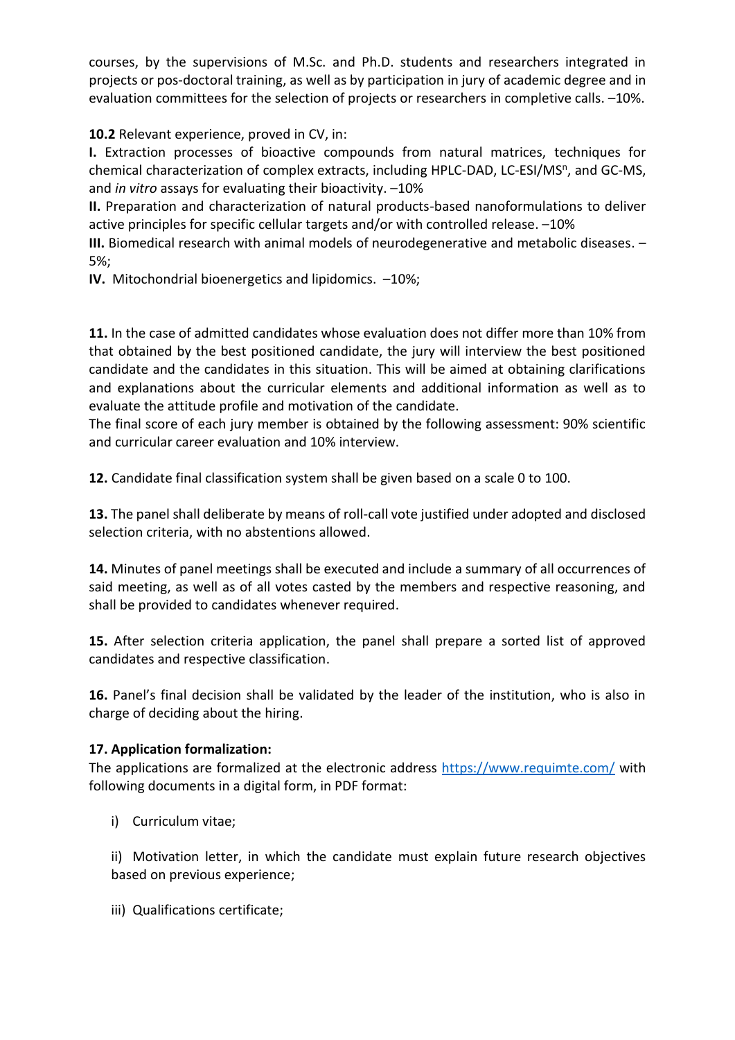courses, by the supervisions of M.Sc. and Ph.D. students and researchers integrated in projects or pos-doctoral training, as well as by participation in jury of academic degree and in evaluation committees for the selection of projects or researchers in completive calls. –10%.

**10.2** Relevant experience, proved in CV, in:

**I.** Extraction processes of bioactive compounds from natural matrices, techniques for chemical characterization of complex extracts, including HPLC-DAD, LC-ESI/$MS^n$, and GC-MS, and *in vitro* assays for evaluating their bioactivity. –10%

**II.** Preparation and characterization of natural products-based nanoformulations to deliver active principles for specific cellular targets and/or with controlled release. –10%

**III.** Biomedical research with animal models of neurodegenerative and metabolic diseases. –5%;

**IV.** Mitochondrial bioenergetics and lipidomics. –10%;

**11.** In the case of admitted candidates whose evaluation does not differ more than 10% from that obtained by the best positioned candidate, the jury will interview the best positioned candidate and the candidates in this situation. This will be aimed at obtaining clarifications and explanations about the curricular elements and additional information as well as to evaluate the attitude profile and motivation of the candidate.

The final score of each jury member is obtained by the following assessment: 90% scientific and curricular career evaluation and 10% interview.

**12.** Candidate final classification system shall be given based on a scale 0 to 100.

**13.** The panel shall deliberate by means of roll-call vote justified under adopted and disclosed selection criteria, with no abstentions allowed.

**14.** Minutes of panel meetings shall be executed and include a summary of all occurrences of said meeting, as well as of all votes casted by the members and respective reasoning, and shall be provided to candidates whenever required.

**15.** After selection criteria application, the panel shall prepare a sorted list of approved candidates and respective classification.

**16.** Panel's final decision shall be validated by the leader of the institution, who is also in charge of deciding about the hiring.

**17. Application formalization:**

The applications are formalized at the electronic address https://www.requimte.com/ with following documents in a digital form, in PDF format:

i) Curriculum vitae;

ii) Motivation letter, in which the candidate must explain future research objectives based on previous experience;

iii) Qualifications certificate;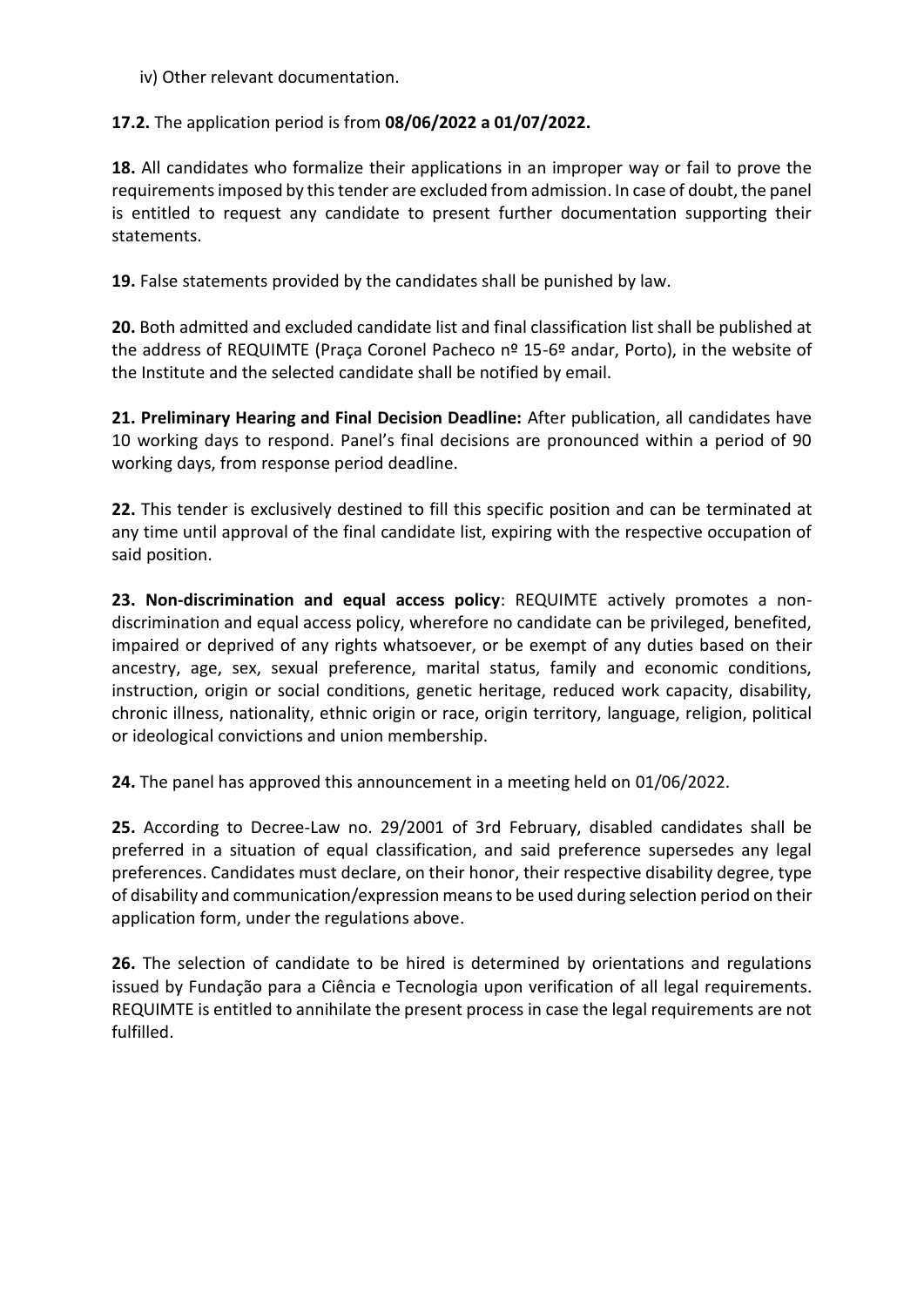iv) Other relevant documentation.

**17.2.** The application period is from **08/06/2022 a 01/07/2022.**

**18.** All candidates who formalize their applications in an improper way or fail to prove the requirements imposed by this tender are excluded from admission. In case of doubt, the panel is entitled to request any candidate to present further documentation supporting their statements.

**19.** False statements provided by the candidates shall be punished by law.

**20.** Both admitted and excluded candidate list and final classification list shall be published at the address of REQUIMTE (Praça Coronel Pacheco nº 15-6º andar, Porto), in the website of the Institute and the selected candidate shall be notified by email.

**21. Preliminary Hearing and Final Decision Deadline:** After publication, all candidates have 10 working days to respond. Panel's final decisions are pronounced within a period of 90 working days, from response period deadline.

**22.** This tender is exclusively destined to fill this specific position and can be terminated at any time until approval of the final candidate list, expiring with the respective occupation of said position.

**23. Non-discrimination and equal access policy**: REQUIMTE actively promotes a non-discrimination and equal access policy, wherefore no candidate can be privileged, benefited, impaired or deprived of any rights whatsoever, or be exempt of any duties based on their ancestry, age, sex, sexual preference, marital status, family and economic conditions, instruction, origin or social conditions, genetic heritage, reduced work capacity, disability, chronic illness, nationality, ethnic origin or race, origin territory, language, religion, political or ideological convictions and union membership.

**24.** The panel has approved this announcement in a meeting held on 01/06/2022.

**25.** According to Decree-Law no. 29/2001 of 3rd February, disabled candidates shall be preferred in a situation of equal classification, and said preference supersedes any legal preferences. Candidates must declare, on their honor, their respective disability degree, type of disability and communication/expression means to be used during selection period on their application form, under the regulations above.

**26.** The selection of candidate to be hired is determined by orientations and regulations issued by Fundação para a Ciência e Tecnologia upon verification of all legal requirements. REQUIMTE is entitled to annihilate the present process in case the legal requirements are not fulfilled.